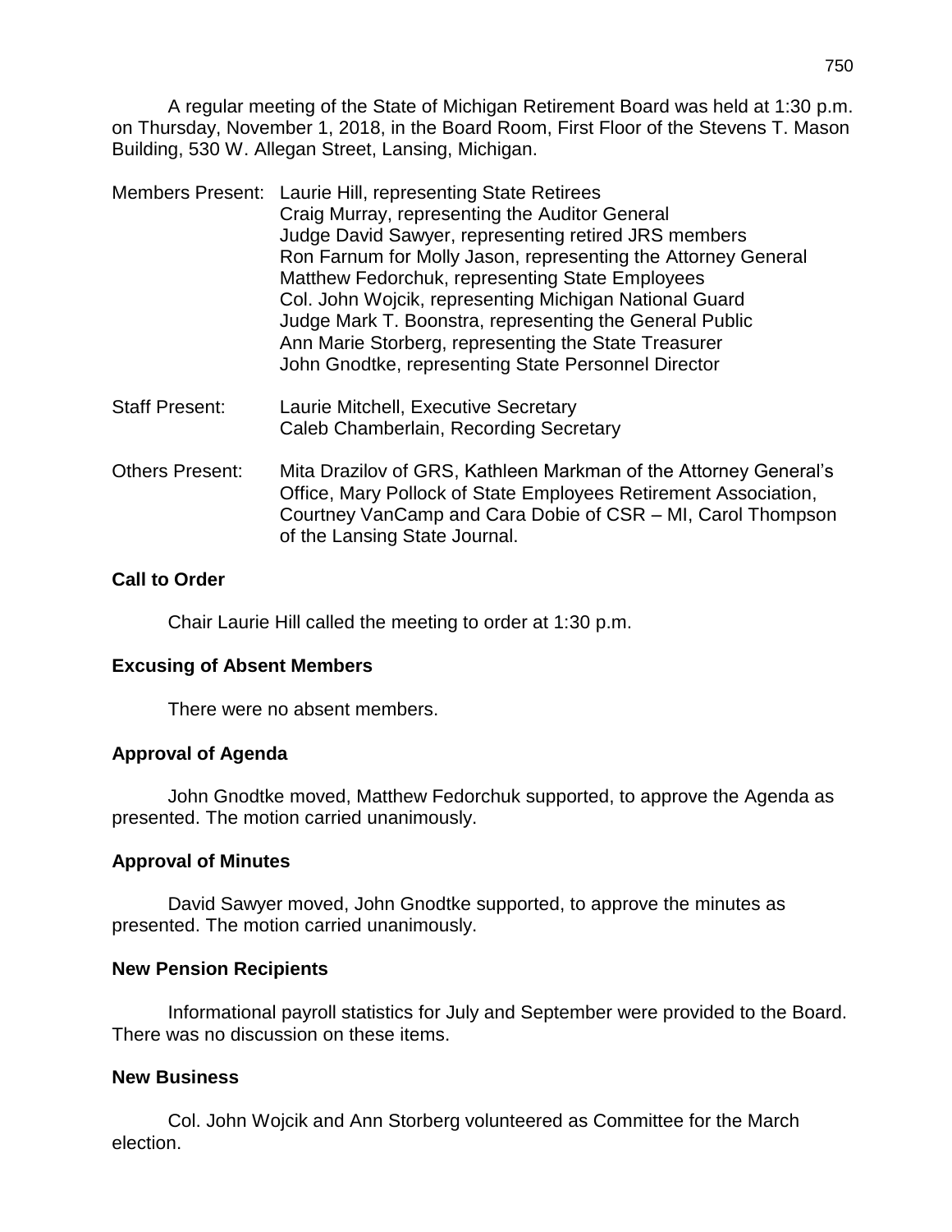A regular meeting of the State of Michigan Retirement Board was held at 1:30 p.m. on Thursday, November 1, 2018, in the Board Room, First Floor of the Stevens T. Mason Building, 530 W. Allegan Street, Lansing, Michigan.

Members Present: Laurie Hill, representing State Retirees
Craig Murray, representing the Auditor General
Judge David Sawyer, representing retired JRS members
Ron Farnum for Molly Jason, representing the Attorney General
Matthew Fedorchuk, representing State Employees
Col. John Wojcik, representing Michigan National Guard
Judge Mark T. Boonstra, representing the General Public
Ann Marie Storberg, representing the State Treasurer
John Gnodtke, representing State Personnel Director

Staff Present: Laurie Mitchell, Executive Secretary
Caleb Chamberlain, Recording Secretary

Others Present: Mita Drazilov of GRS, Kathleen Markman of the Attorney General's Office, Mary Pollock of State Employees Retirement Association, Courtney VanCamp and Cara Dobie of CSR – MI, Carol Thompson of the Lansing State Journal.

**Call to Order**

Chair Laurie Hill called the meeting to order at 1:30 p.m.

**Excusing of Absent Members**

There were no absent members.

**Approval of Agenda**

John Gnodtke moved, Matthew Fedorchuk supported, to approve the Agenda as presented. The motion carried unanimously.

**Approval of Minutes**

David Sawyer moved, John Gnodtke supported, to approve the minutes as presented. The motion carried unanimously.

**New Pension Recipients**

Informational payroll statistics for July and September were provided to the Board. There was no discussion on these items.

**New Business**

Col. John Wojcik and Ann Storberg volunteered as Committee for the March election.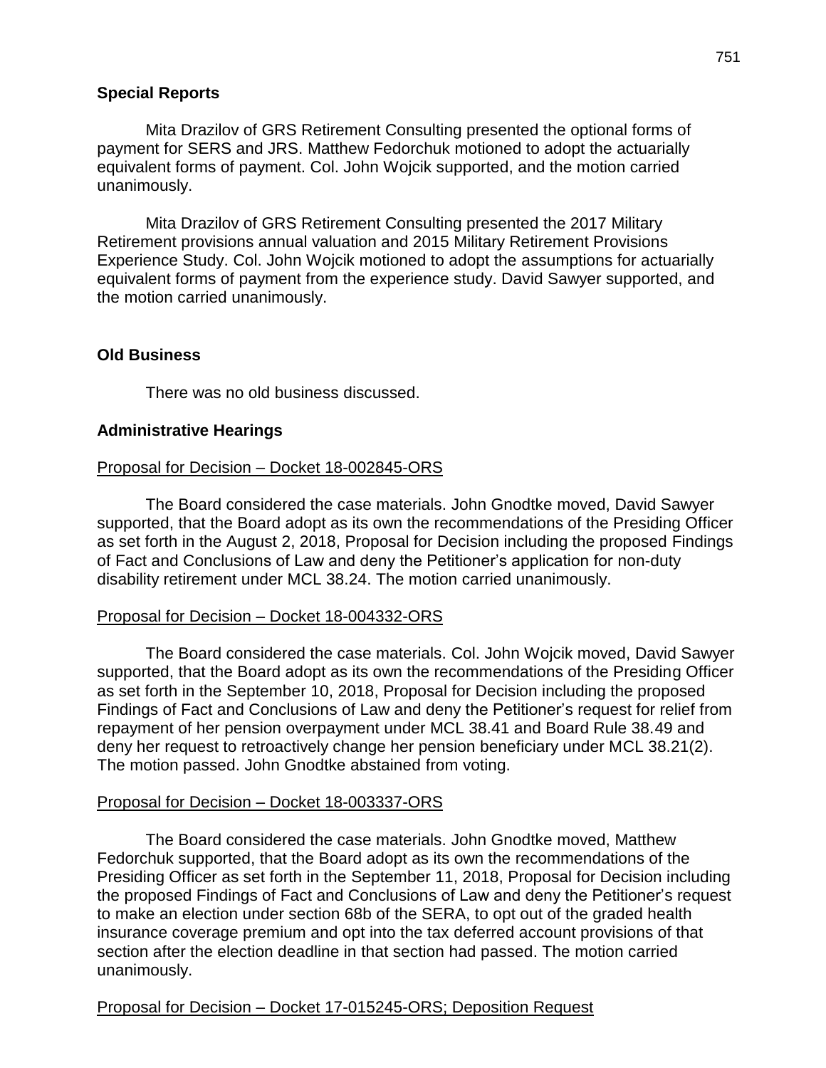**Special Reports**

Mita Drazilov of GRS Retirement Consulting presented the optional forms of payment for SERS and JRS. Matthew Fedorchuk motioned to adopt the actuarially equivalent forms of payment. Col. John Wojcik supported, and the motion carried unanimously.

Mita Drazilov of GRS Retirement Consulting presented the 2017 Military Retirement provisions annual valuation and 2015 Military Retirement Provisions Experience Study. Col. John Wojcik motioned to adopt the assumptions for actuarially equivalent forms of payment from the experience study. David Sawyer supported, and the motion carried unanimously.

**Old Business**

There was no old business discussed.

**Administrative Hearings**

Proposal for Decision – Docket 18-002845-ORS

The Board considered the case materials. John Gnodtke moved, David Sawyer supported, that the Board adopt as its own the recommendations of the Presiding Officer as set forth in the August 2, 2018, Proposal for Decision including the proposed Findings of Fact and Conclusions of Law and deny the Petitioner's application for non-duty disability retirement under MCL 38.24. The motion carried unanimously.

Proposal for Decision – Docket 18-004332-ORS

The Board considered the case materials. Col. John Wojcik moved, David Sawyer supported, that the Board adopt as its own the recommendations of the Presiding Officer as set forth in the September 10, 2018, Proposal for Decision including the proposed Findings of Fact and Conclusions of Law and deny the Petitioner's request for relief from repayment of her pension overpayment under MCL 38.41 and Board Rule 38.49 and deny her request to retroactively change her pension beneficiary under MCL 38.21(2). The motion passed. John Gnodtke abstained from voting.

Proposal for Decision – Docket 18-003337-ORS

The Board considered the case materials. John Gnodtke moved, Matthew Fedorchuk supported, that the Board adopt as its own the recommendations of the Presiding Officer as set forth in the September 11, 2018, Proposal for Decision including the proposed Findings of Fact and Conclusions of Law and deny the Petitioner's request to make an election under section 68b of the SERA, to opt out of the graded health insurance coverage premium and opt into the tax deferred account provisions of that section after the election deadline in that section had passed. The motion carried unanimously.

Proposal for Decision – Docket 17-015245-ORS; Deposition Request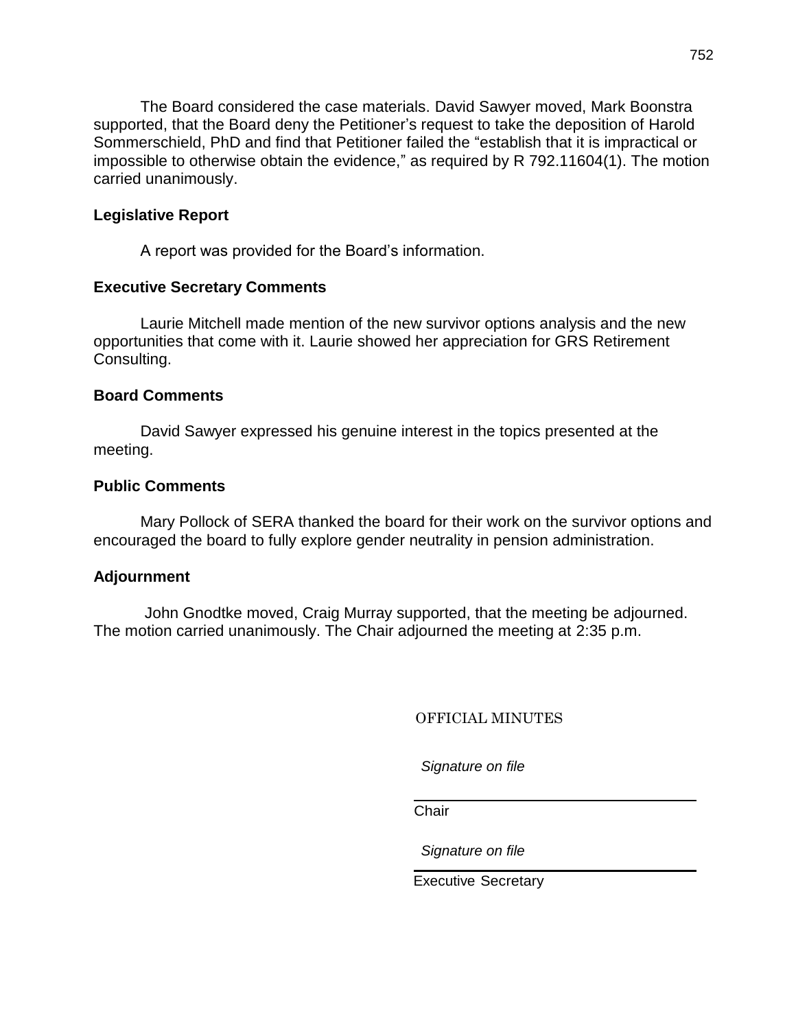The Board considered the case materials. David Sawyer moved, Mark Boonstra supported, that the Board deny the Petitioner's request to take the deposition of Harold Sommerschield, PhD and find that Petitioner failed the "establish that it is impractical or impossible to otherwise obtain the evidence," as required by R 792.11604(1). The motion carried unanimously.

**Legislative Report**

A report was provided for the Board's information.

**Executive Secretary Comments**

Laurie Mitchell made mention of the new survivor options analysis and the new opportunities that come with it. Laurie showed her appreciation for GRS Retirement Consulting.

**Board Comments**

David Sawyer expressed his genuine interest in the topics presented at the meeting.

**Public Comments**

Mary Pollock of SERA thanked the board for their work on the survivor options and encouraged the board to fully explore gender neutrality in pension administration.

**Adjournment**

John Gnodtke moved, Craig Murray supported, that the meeting be adjourned. The motion carried unanimously. The Chair adjourned the meeting at 2:35 p.m.

OFFICIAL MINUTES

*Signature on file*

Chair

*Signature on file*

Executive Secretary